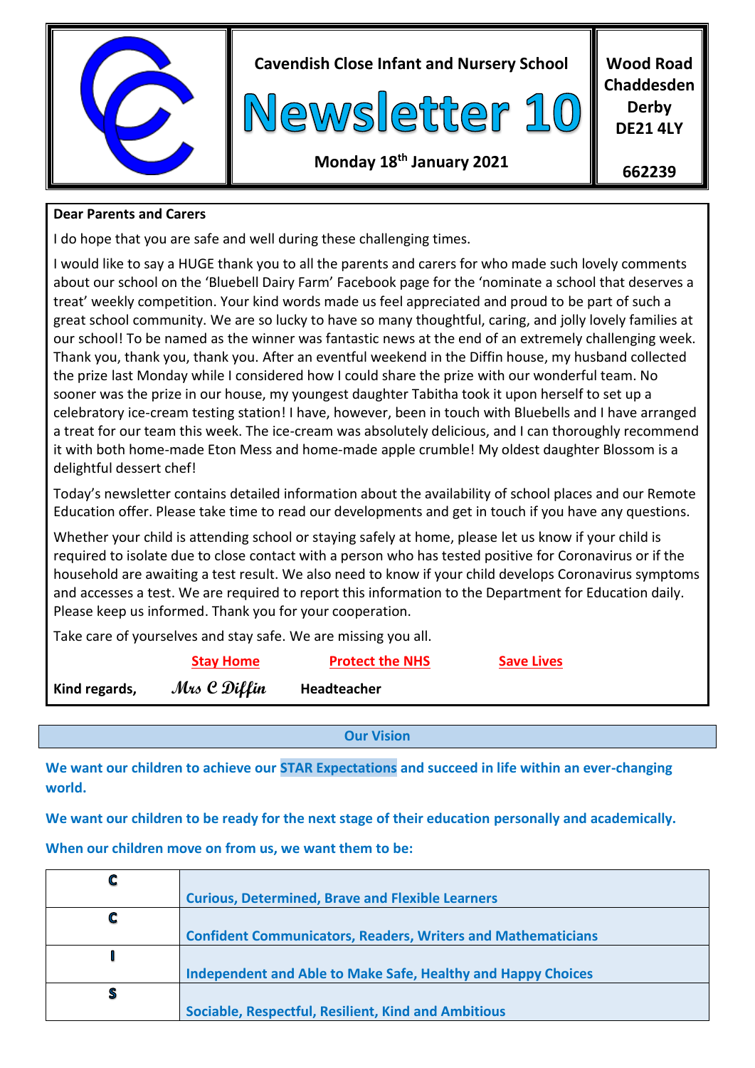# Cavendish Close Infant and Nursery School

# Newsletter 10

**Monday 18th January 2021**

**Wood Road**
**Chaddesden**
**Derby**
**DE21 4LY**

**662239**

**Dear Parents and Carers**

I do hope that you are safe and well during these challenging times.

I would like to say a HUGE thank you to all the parents and carers for who made such lovely comments about our school on the 'Bluebell Dairy Farm' Facebook page for the 'nominate a school that deserves a treat' weekly competition. Your kind words made us feel appreciated and proud to be part of such a great school community. We are so lucky to have so many thoughtful, caring, and jolly lovely families at our school! To be named as the winner was fantastic news at the end of an extremely challenging week. Thank you, thank you, thank you. After an eventful weekend in the Diffin house, my husband collected the prize last Monday while I considered how I could share the prize with our wonderful team. No sooner was the prize in our house, my youngest daughter Tabitha took it upon herself to set up a celebratory ice-cream testing station! I have, however, been in touch with Bluebells and I have arranged a treat for our team this week. The ice-cream was absolutely delicious, and I can thoroughly recommend it with both home-made Eton Mess and home-made apple crumble! My oldest daughter Blossom is a delightful dessert chef!

Today's newsletter contains detailed information about the availability of school places and our Remote Education offer. Please take time to read our developments and get in touch if you have any questions.

Whether your child is attending school or staying safely at home, please let us know if your child is required to isolate due to close contact with a person who has tested positive for Coronavirus or if the household are awaiting a test result. We also need to know if your child develops Coronavirus symptoms and accesses a test. We are required to report this information to the Department for Education daily. Please keep us informed. Thank you for your cooperation.

Take care of yourselves and stay safe. We are missing you all.

**Stay Home** **Protect the NHS** **Save Lives**

**Kind regards,** *Mrs C Diffin* **Headteacher**

## Our Vision

**We want our children to achieve our STAR Expectations and succeed in life within an ever-changing world.**

**We want our children to be ready for the next stage of their education personally and academically.**

**When our children move on from us, we want them to be:**

| | |
|---|---|
| **C** | **Curious, Determined, Brave and Flexible Learners** |
| **C** | **Confident Communicators, Readers, Writers and Mathematicians** |
| **I** | **Independent and Able to Make Safe, Healthy and Happy Choices** |
| **S** | **Sociable, Respectful, Resilient, Kind and Ambitious** |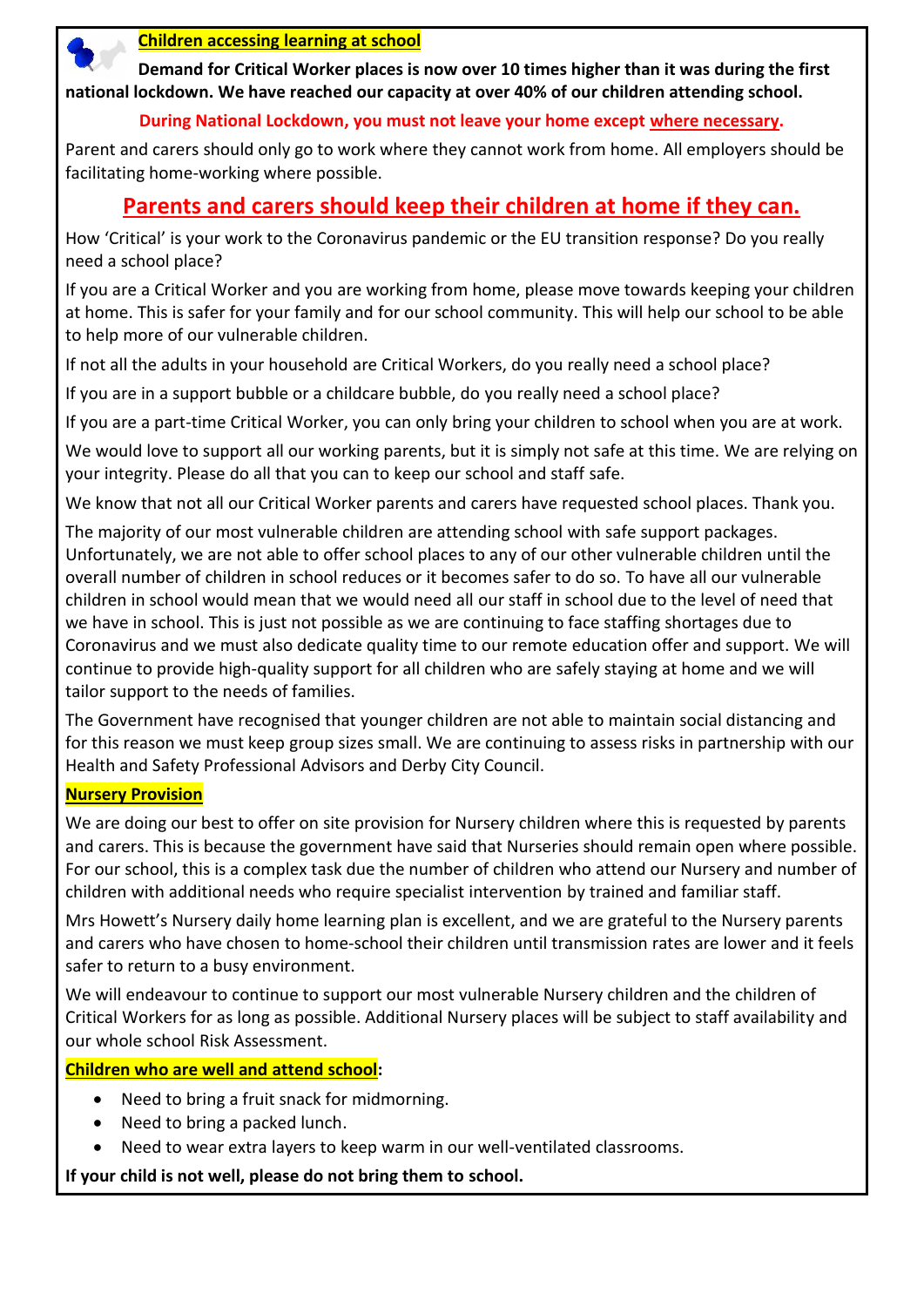## Children accessing learning at school

**Demand for Critical Worker places is now over 10 times higher than it was during the first national lockdown. We have reached our capacity at over 40% of our children attending school.**

**During National Lockdown, you must not leave your home except where necessary.**

Parent and carers should only go to work where they cannot work from home. All employers should be facilitating home-working where possible.

## Parents and carers should keep their children at home if they can.

How 'Critical' is your work to the Coronavirus pandemic or the EU transition response? Do you really need a school place?

If you are a Critical Worker and you are working from home, please move towards keeping your children at home. This is safer for your family and for our school community. This will help our school to be able to help more of our vulnerable children.

If not all the adults in your household are Critical Workers, do you really need a school place?

If you are in a support bubble or a childcare bubble, do you really need a school place?

If you are a part-time Critical Worker, you can only bring your children to school when you are at work.

We would love to support all our working parents, but it is simply not safe at this time. We are relying on your integrity. Please do all that you can to keep our school and staff safe.

We know that not all our Critical Worker parents and carers have requested school places. Thank you.

The majority of our most vulnerable children are attending school with safe support packages. Unfortunately, we are not able to offer school places to any of our other vulnerable children until the overall number of children in school reduces or it becomes safer to do so. To have all our vulnerable children in school would mean that we would need all our staff in school due to the level of need that we have in school. This is just not possible as we are continuing to face staffing shortages due to Coronavirus and we must also dedicate quality time to our remote education offer and support. We will continue to provide high-quality support for all children who are safely staying at home and we will tailor support to the needs of families.

The Government have recognised that younger children are not able to maintain social distancing and for this reason we must keep group sizes small. We are continuing to assess risks in partnership with our Health and Safety Professional Advisors and Derby City Council.

## Nursery Provision

We are doing our best to offer on site provision for Nursery children where this is requested by parents and carers. This is because the government have said that Nurseries should remain open where possible. For our school, this is a complex task due the number of children who attend our Nursery and number of children with additional needs who require specialist intervention by trained and familiar staff.

Mrs Howett's Nursery daily home learning plan is excellent, and we are grateful to the Nursery parents and carers who have chosen to home-school their children until transmission rates are lower and it feels safer to return to a busy environment.

We will endeavour to continue to support our most vulnerable Nursery children and the children of Critical Workers for as long as possible. Additional Nursery places will be subject to staff availability and our whole school Risk Assessment.

## Children who are well and attend school:

- Need to bring a fruit snack for midmorning.
- Need to bring a packed lunch.
- Need to wear extra layers to keep warm in our well-ventilated classrooms.

**If your child is not well, please do not bring them to school.**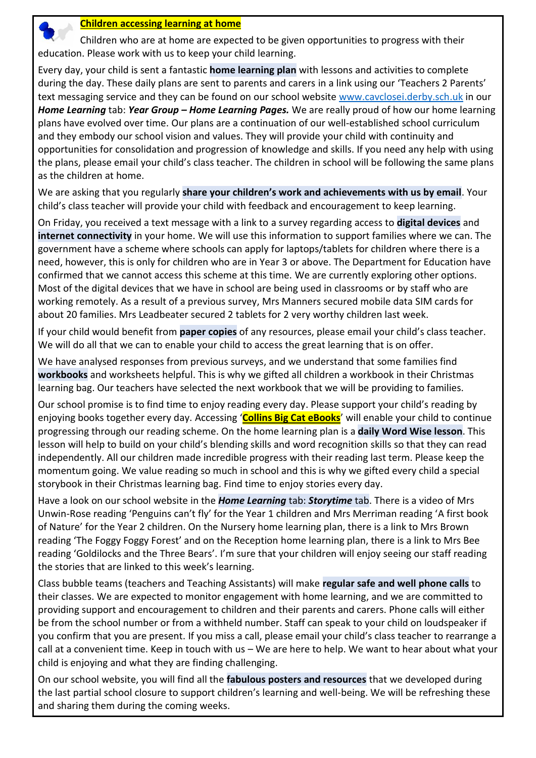## Children accessing learning at home

Children who are at home are expected to be given opportunities to progress with their education. Please work with us to keep your child learning.

Every day, your child is sent a fantastic **home learning plan** with lessons and activities to complete during the day. These daily plans are sent to parents and carers in a link using our 'Teachers 2 Parents' text messaging service and they can be found on our school website www.cavclosei.derby.sch.uk in our ***Home Learning*** tab: ***Year Group – Home Learning Pages.*** We are really proud of how our home learning plans have evolved over time. Our plans are a continuation of our well-established school curriculum and they embody our school vision and values. They will provide your child with continuity and opportunities for consolidation and progression of knowledge and skills. If you need any help with using the plans, please email your child's class teacher. The children in school will be following the same plans as the children at home.

We are asking that you regularly **share your children's work and achievements with us by email**. Your child's class teacher will provide your child with feedback and encouragement to keep learning.

On Friday, you received a text message with a link to a survey regarding access to **digital devices** and **internet connectivity** in your home. We will use this information to support families where we can. The government have a scheme where schools can apply for laptops/tablets for children where there is a need, however, this is only for children who are in Year 3 or above. The Department for Education have confirmed that we cannot access this scheme at this time. We are currently exploring other options. Most of the digital devices that we have in school are being used in classrooms or by staff who are working remotely. As a result of a previous survey, Mrs Manners secured mobile data SIM cards for about 20 families. Mrs Leadbeater secured 2 tablets for 2 very worthy children last week.

If your child would benefit from **paper copies** of any resources, please email your child's class teacher. We will do all that we can to enable your child to access the great learning that is on offer.

We have analysed responses from previous surveys, and we understand that some families find **workbooks** and worksheets helpful. This is why we gifted all children a workbook in their Christmas learning bag. Our teachers have selected the next workbook that we will be providing to families.

Our school promise is to find time to enjoy reading every day. Please support your child's reading by enjoying books together every day. Accessing '**Collins Big Cat eBooks**' will enable your child to continue progressing through our reading scheme. On the home learning plan is a **daily Word Wise lesson**. This lesson will help to build on your child's blending skills and word recognition skills so that they can read independently. All our children made incredible progress with their reading last term. Please keep the momentum going. We value reading so much in school and this is why we gifted every child a special storybook in their Christmas learning bag. Find time to enjoy stories every day.

Have a look on our school website in the ***Home Learning*** tab: ***Storytime*** tab. There is a video of Mrs Unwin-Rose reading 'Penguins can't fly' for the Year 1 children and Mrs Merriman reading 'A first book of Nature' for the Year 2 children. On the Nursery home learning plan, there is a link to Mrs Brown reading 'The Foggy Foggy Forest' and on the Reception home learning plan, there is a link to Mrs Bee reading 'Goldilocks and the Three Bears'. I'm sure that your children will enjoy seeing our staff reading the stories that are linked to this week's learning.

Class bubble teams (teachers and Teaching Assistants) will make **regular safe and well phone calls** to their classes. We are expected to monitor engagement with home learning, and we are committed to providing support and encouragement to children and their parents and carers. Phone calls will either be from the school number or from a withheld number. Staff can speak to your child on loudspeaker if you confirm that you are present. If you miss a call, please email your child's class teacher to rearrange a call at a convenient time. Keep in touch with us – We are here to help. We want to hear about what your child is enjoying and what they are finding challenging.

On our school website, you will find all the **fabulous posters and resources** that we developed during the last partial school closure to support children's learning and well-being. We will be refreshing these and sharing them during the coming weeks.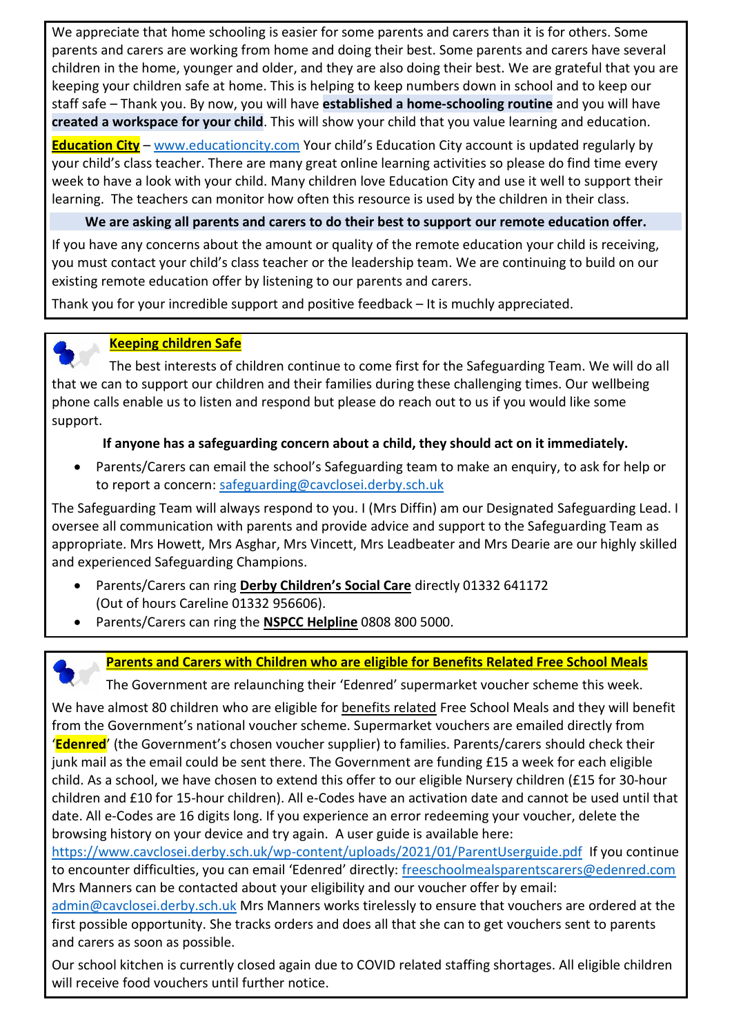We appreciate that home schooling is easier for some parents and carers than it is for others. Some parents and carers are working from home and doing their best. Some parents and carers have several children in the home, younger and older, and they are also doing their best. We are grateful that you are keeping your children safe at home. This is helping to keep numbers down in school and to keep our staff safe – Thank you. By now, you will have **established a home-schooling routine** and you will have **created a workspace for your child**. This will show your child that you value learning and education.

**Education City** – www.educationcity.com Your child's Education City account is updated regularly by your child's class teacher. There are many great online learning activities so please do find time every week to have a look with your child. Many children love Education City and use it well to support their learning. The teachers can monitor how often this resource is used by the children in their class.

**We are asking all parents and carers to do their best to support our remote education offer.**

If you have any concerns about the amount or quality of the remote education your child is receiving, you must contact your child's class teacher or the leadership team. We are continuing to build on our existing remote education offer by listening to our parents and carers.

Thank you for your incredible support and positive feedback – It is muchly appreciated.

## Keeping children Safe

The best interests of children continue to come first for the Safeguarding Team. We will do all that we can to support our children and their families during these challenging times. Our wellbeing phone calls enable us to listen and respond but please do reach out to us if you would like some support.

**If anyone has a safeguarding concern about a child, they should act on it immediately.**

- Parents/Carers can email the school's Safeguarding team to make an enquiry, to ask for help or to report a concern: safeguarding@cavclosei.derby.sch.uk

The Safeguarding Team will always respond to you. I (Mrs Diffin) am our Designated Safeguarding Lead. I oversee all communication with parents and provide advice and support to the Safeguarding Team as appropriate. Mrs Howett, Mrs Asghar, Mrs Vincett, Mrs Leadbeater and Mrs Dearie are our highly skilled and experienced Safeguarding Champions.

- Parents/Carers can ring **Derby Children's Social Care** directly 01332 641172 (Out of hours Careline 01332 956606).
- Parents/Carers can ring the **NSPCC Helpline** 0808 800 5000.

## Parents and Carers with Children who are eligible for Benefits Related Free School Meals

The Government are relaunching their 'Edenred' supermarket voucher scheme this week.

We have almost 80 children who are eligible for benefits related Free School Meals and they will benefit from the Government's national voucher scheme. Supermarket vouchers are emailed directly from '**Edenred**' (the Government's chosen voucher supplier) to families. Parents/carers should check their junk mail as the email could be sent there. The Government are funding £15 a week for each eligible child. As a school, we have chosen to extend this offer to our eligible Nursery children (£15 for 30-hour children and £10 for 15-hour children). All e-Codes have an activation date and cannot be used until that date. All e-Codes are 16 digits long. If you experience an error redeeming your voucher, delete the browsing history on your device and try again. A user guide is available here: https://www.cavclosei.derby.sch.uk/wp-content/uploads/2021/01/ParentUserguide.pdf If you continue to encounter difficulties, you can email 'Edenred' directly: freeschoolmealsparentscarers@edenred.com Mrs Manners can be contacted about your eligibility and our voucher offer by email: admin@cavclosei.derby.sch.uk Mrs Manners works tirelessly to ensure that vouchers are ordered at the first possible opportunity. She tracks orders and does all that she can to get vouchers sent to parents and carers as soon as possible.

Our school kitchen is currently closed again due to COVID related staffing shortages. All eligible children will receive food vouchers until further notice.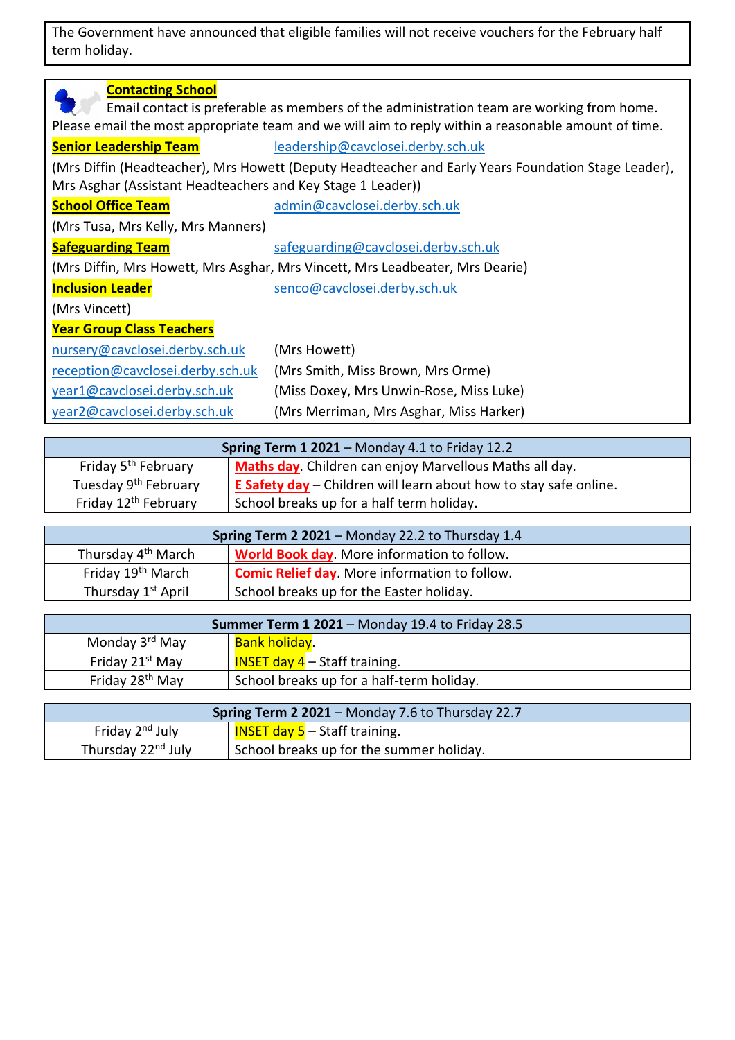The Government have announced that eligible families will not receive vouchers for the February half term holiday.

**Contacting School**

Email contact is preferable as members of the administration team are working from home. Please email the most appropriate team and we will aim to reply within a reasonable amount of time.

**Senior Leadership Team** leadership@cavclosei.derby.sch.uk

(Mrs Diffin (Headteacher), Mrs Howett (Deputy Headteacher and Early Years Foundation Stage Leader), Mrs Asghar (Assistant Headteachers and Key Stage 1 Leader))

**School Office Team** admin@cavclosei.derby.sch.uk

(Mrs Tusa, Mrs Kelly, Mrs Manners)

**Safeguarding Team** safeguarding@cavclosei.derby.sch.uk

(Mrs Diffin, Mrs Howett, Mrs Asghar, Mrs Vincett, Mrs Leadbeater, Mrs Dearie)

**Inclusion Leader** senco@cavclosei.derby.sch.uk

(Mrs Vincett)

**Year Group Class Teachers**

nursery@cavclosei.derby.sch.uk (Mrs Howett)

reception@cavclosei.derby.sch.uk (Mrs Smith, Miss Brown, Mrs Orme)

year1@cavclosei.derby.sch.uk (Miss Doxey, Mrs Unwin-Rose, Miss Luke)

year2@cavclosei.derby.sch.uk (Mrs Merriman, Mrs Asghar, Miss Harker)

| **Spring Term 1 2021** – Monday 4.1 to Friday 12.2 | |
|---|---|
| Friday 5th February | **Maths day**. Children can enjoy Marvellous Maths all day. |
| Tuesday 9th February | **E Safety day** – Children will learn about how to stay safe online. |
| Friday 12th February | School breaks up for a half term holiday. |

| **Spring Term 2 2021** – Monday 22.2 to Thursday 1.4 | |
|---|---|
| Thursday 4th March | **World Book day**. More information to follow. |
| Friday 19th March | **Comic Relief day**. More information to follow. |
| Thursday 1st April | School breaks up for the Easter holiday. |

| **Summer Term 1 2021** – Monday 19.4 to Friday 28.5 | |
|---|---|
| Monday 3rd May | Bank holiday. |
| Friday 21st May | INSET day 4 – Staff training. |
| Friday 28th May | School breaks up for a half-term holiday. |

| **Spring Term 2 2021** – Monday 7.6 to Thursday 22.7 | |
|---|---|
| Friday 2nd July | INSET day 5 – Staff training. |
| Thursday 22nd July | School breaks up for the summer holiday. |